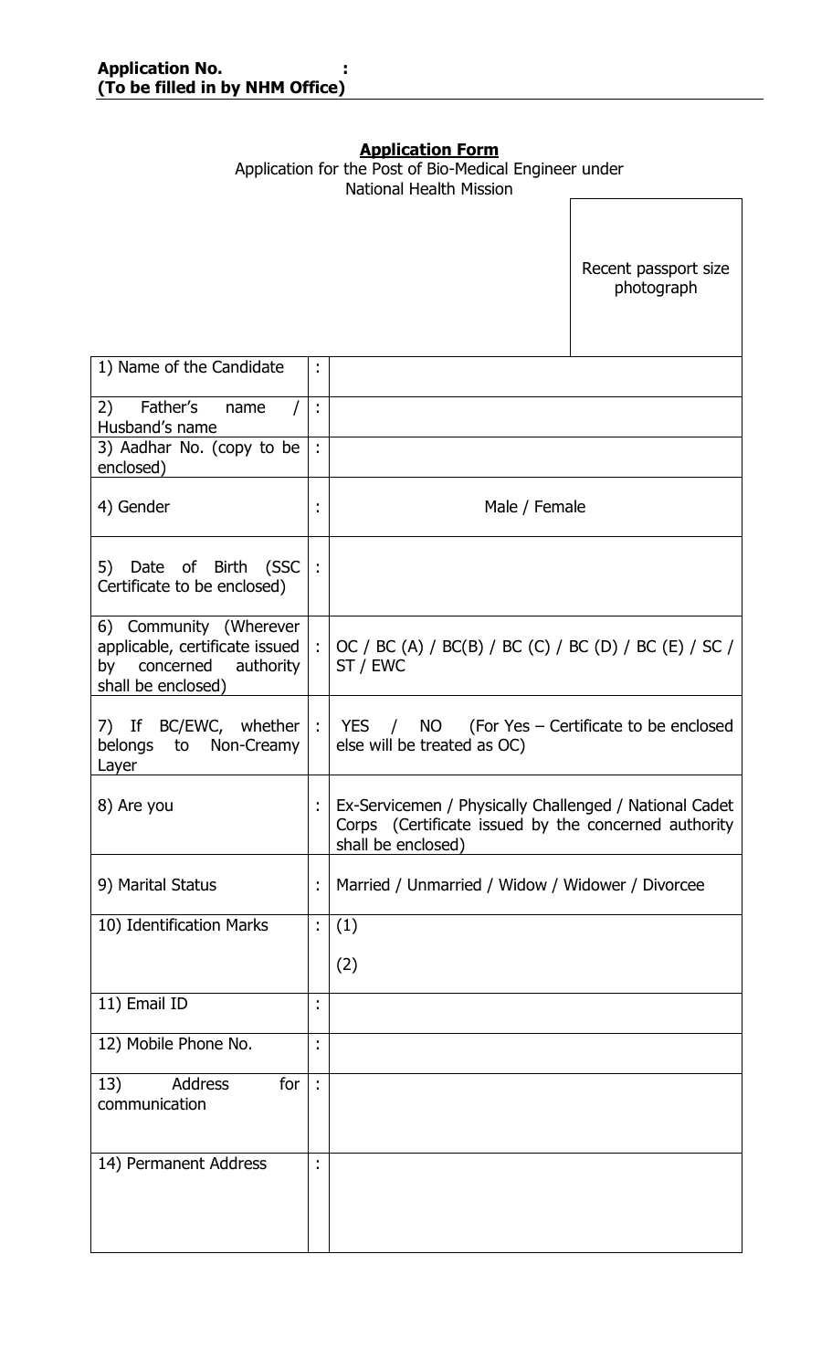**Application No. :**
**(To be filled in by NHM Office)**

**Application Form**

Application for the Post of Bio-Medical Engineer under National Health Mission

Recent passport size photograph

| | | |
|---|---|---|
| 1) Name of the Candidate | : | |
| 2) Father's name / Husband's name | : | |
| 3) Aadhar No. (copy to be enclosed) | : | |
| 4) Gender | : | Male / Female |
| 5) Date of Birth (SSC Certificate to be enclosed) | : | |
| 6) Community (Wherever applicable, certificate issued by concerned authority shall be enclosed) | : | OC / BC (A) / BC(B) / BC (C) / BC (D) / BC (E) / SC / ST / EWC |
| 7) If BC/EWC, whether belongs to Non-Creamy Layer | : | YES / NO (For Yes – Certificate to be enclosed else will be treated as OC) |
| 8) Are you | : | Ex-Servicemen / Physically Challenged / National Cadet Corps (Certificate issued by the concerned authority shall be enclosed) |
| 9) Marital Status | : | Married / Unmarried / Widow / Widower / Divorcee |
| 10) Identification Marks | : | (1)<br>(2) |
| 11) Email ID | : | |
| 12) Mobile Phone No. | : | |
| 13) Address for communication | : | |
| 14) Permanent Address | : | |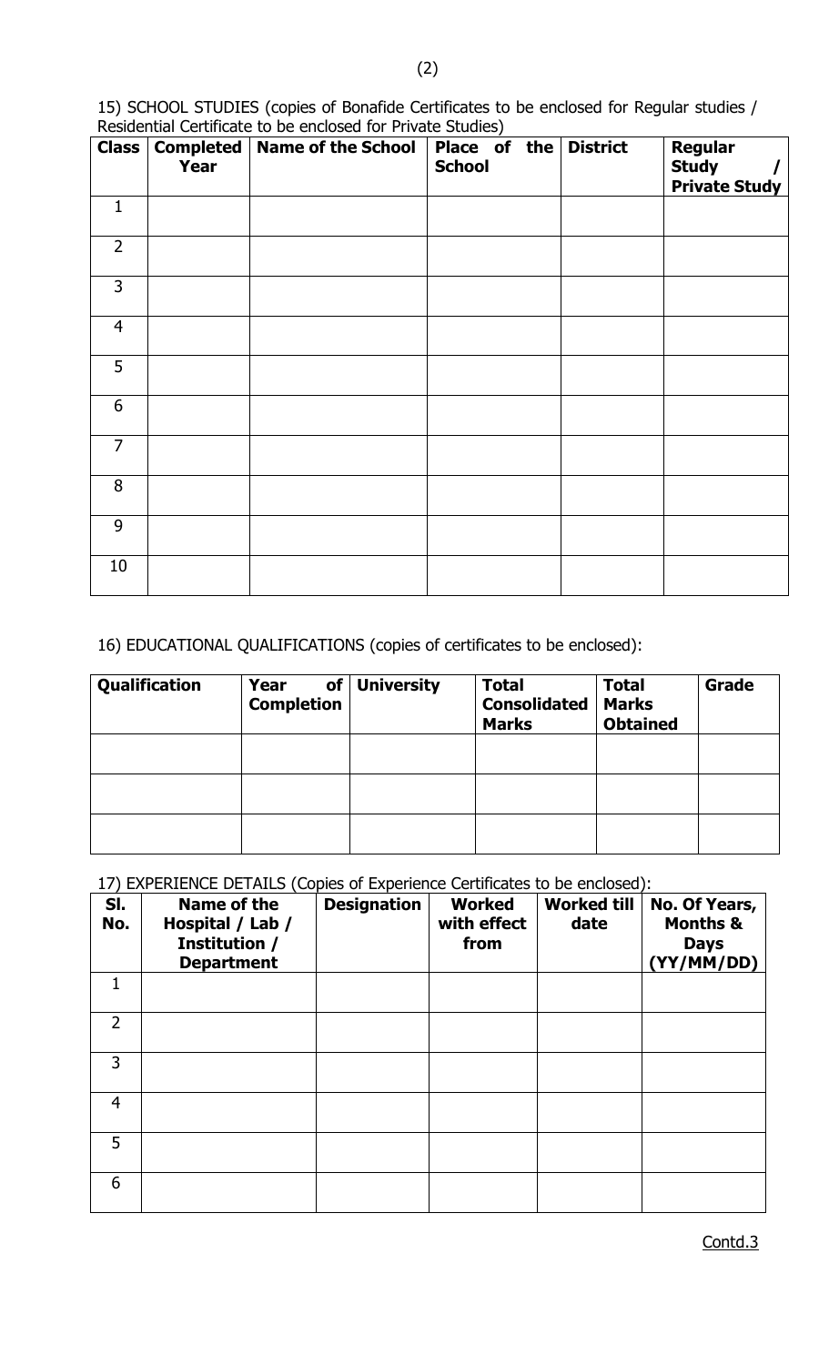15) SCHOOL STUDIES (copies of Bonafide Certificates to be enclosed for Regular studies / Residential Certificate to be enclosed for Private Studies)

| Class | Completed Year | Name of the School | Place of the School | District | Regular Study / Private Study |
|---|---|---|---|---|---|
| 1 | | | | | |
| 2 | | | | | |
| 3 | | | | | |
| 4 | | | | | |
| 5 | | | | | |
| 6 | | | | | |
| 7 | | | | | |
| 8 | | | | | |
| 9 | | | | | |
| 10 | | | | | |

16) EDUCATIONAL QUALIFICATIONS (copies of certificates to be enclosed):

| Qualification | Year of Completion | University | Total Consolidated Marks | Total Marks Obtained | Grade |
|---|---|---|---|---|---|
| | | | | | |
| | | | | | |
| | | | | | |

17) EXPERIENCE DETAILS (Copies of Experience Certificates to be enclosed):

| Sl. No. | Name of the Hospital / Lab / Institution / Department | Designation | Worked with effect from | Worked till date | No. Of Years, Months & Days (YY/MM/DD) |
|---|---|---|---|---|---|
| 1 | | | | | |
| 2 | | | | | |
| 3 | | | | | |
| 4 | | | | | |
| 5 | | | | | |
| 6 | | | | | |

Contd.3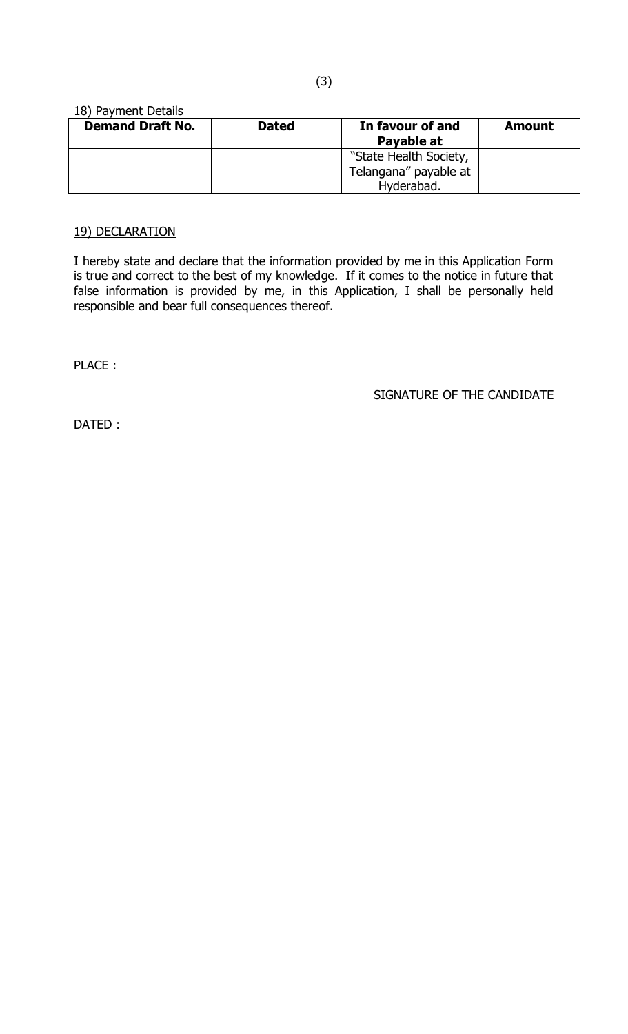18) Payment Details

| Demand Draft No. | Dated | In favour of and Payable at | Amount |
|---|---|---|---|
| | | "State Health Society, Telangana" payable at Hyderabad. | |

19) DECLARATION

I hereby state and declare that the information provided by me in this Application Form is true and correct to the best of my knowledge. If it comes to the notice in future that false information is provided by me, in this Application, I shall be personally held responsible and bear full consequences thereof.

PLACE :

SIGNATURE OF THE CANDIDATE

DATED :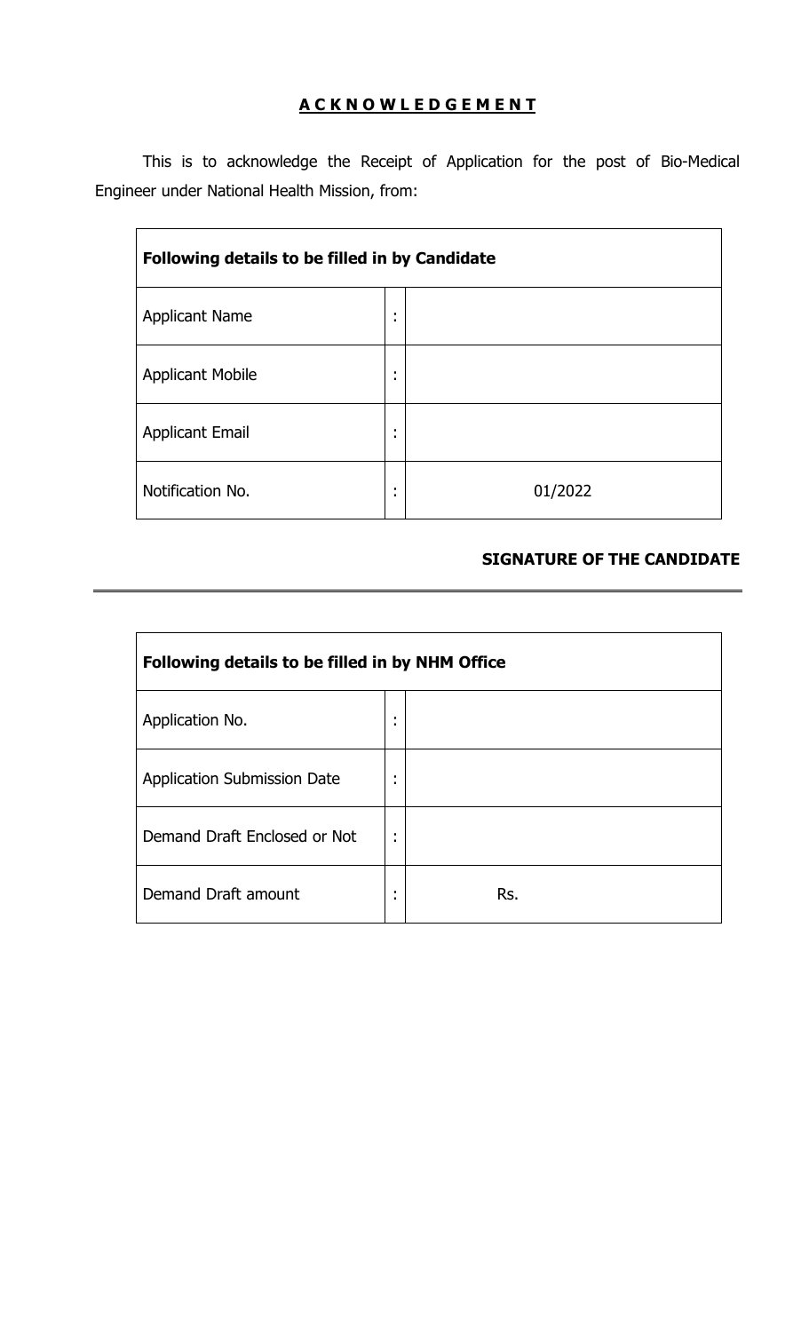## **ACKNOWLEDGEMENT**

This is to acknowledge the Receipt of Application for the post of Bio-Medical Engineer under National Health Mission, from:

| **Following details to be filled in by Candidate** | | |
|---|---|---|
| Applicant Name | : | |
| Applicant Mobile | : | |
| Applicant Email | : | |
| Notification No. | : | 01/2022 |

**SIGNATURE OF THE CANDIDATE**

---

| **Following details to be filled in by NHM Office** | | |
|---|---|---|
| Application No. | : | |
| Application Submission Date | : | |
| Demand Draft Enclosed or Not | : | |
| Demand Draft amount | : | Rs. |